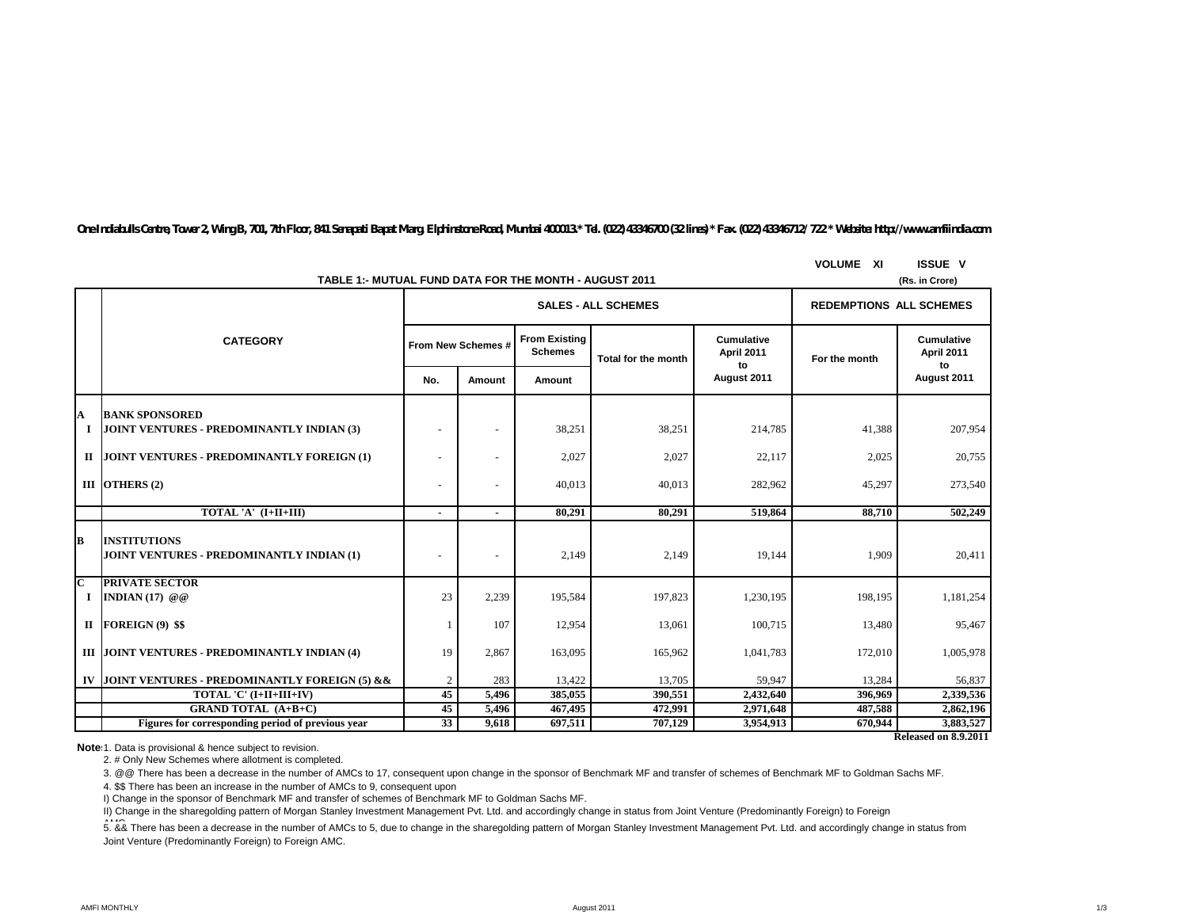One Indiabulls Centre, Tower 2, Wing B, 701, 7th Floor, 841 Senapati Bapat Marg, Elphinstone Road, Mumbai 400013.* Tel. (022) 43346700 (32 lines) * Fax. (022) 43346712/ 722 * Website: http://www.amfiindia.com

VOLUME XI ISSUE V

## TABLE 1:- MUTUAL FUND DATA FOR THE MONTH - AUGUST 2011

(Rs. in Crore)

| | CATEGORY | SALES - ALL SCHEMES | | | | | REDEMPTIONS ALL SCHEMES | |
|---|---|---|---|---|---|---|---|---|
| | | From New Schemes # | | From Existing Schemes | Total for the month | Cumulative April 2011 to August 2011 | For the month | Cumulative April 2011 to August 2011 |
| | | No. | Amount | Amount | | | | |
| **A** | **BANK SPONSORED** | | | | | | | |
| **I** | **JOINT VENTURES - PREDOMINANTLY INDIAN (3)** | - | - | 38,251 | 38,251 | 214,785 | 41,388 | 207,954 |
| **II** | **JOINT VENTURES - PREDOMINANTLY FOREIGN (1)** | - | - | 2,027 | 2,027 | 22,117 | 2,025 | 20,755 |
| **III** | **OTHERS (2)** | - | - | 40,013 | 40,013 | 282,962 | 45,297 | 273,540 |
| | **TOTAL 'A' (I+II+III)** | **-** | **-** | **80,291** | **80,291** | **519,864** | **88,710** | **502,249** |
| **B** | **INSTITUTIONS** | | | | | | | |
| | **JOINT VENTURES - PREDOMINANTLY INDIAN (1)** | - | - | 2,149 | 2,149 | 19,144 | 1,909 | 20,411 |
| **C** | **PRIVATE SECTOR** | | | | | | | |
| **I** | **INDIAN (17) @@** | 23 | 2,239 | 195,584 | 197,823 | 1,230,195 | 198,195 | 1,181,254 |
| **II** | **FOREIGN (9) $$** | 1 | 107 | 12,954 | 13,061 | 100,715 | 13,480 | 95,467 |
| **III** | **JOINT VENTURES - PREDOMINANTLY INDIAN (4)** | 19 | 2,867 | 163,095 | 165,962 | 1,041,783 | 172,010 | 1,005,978 |
| **IV** | **JOINT VENTURES - PREDOMINANTLY FOREIGN (5) &&** | 2 | 283 | 13,422 | 13,705 | 59,947 | 13,284 | 56,837 |
| | **TOTAL 'C' (I+II+III+IV)** | **45** | **5,496** | **385,055** | **390,551** | **2,432,640** | **396,969** | **2,339,536** |
| | **GRAND TOTAL (A+B+C)** | **45** | **5,496** | **467,495** | **472,991** | **2,971,648** | **487,588** | **2,862,196** |
| | **Figures for corresponding period of previous year** | **33** | **9,618** | **697,511** | **707,129** | **3,954,913** | **670,944** | **3,883,527** |

**Released on 8.9.2011**

**Note:** 1. Data is provisional & hence subject to revision.

2. # Only New Schemes where allotment is completed.

3. @@ There has been a decrease in the number of AMCs to 17, consequent upon change in the sponsor of Benchmark MF and transfer of schemes of Benchmark MF to Goldman Sachs MF.

4. $$ There has been an increase in the number of AMCs to 9, consequent upon

I) Change in the sponsor of Benchmark MF and transfer of schemes of Benchmark MF to Goldman Sachs MF.

II) Change in the sharegolding pattern of Morgan Stanley Investment Management Pvt. Ltd. and accordingly change in status from Joint Venture (Predominantly Foreign) to Foreign AMC.

5. && There has been a decrease in the number of AMCs to 5, due to change in the sharegolding pattern of Morgan Stanley Investment Management Pvt. Ltd. and accordingly change in status from Joint Venture (Predominantly Foreign) to Foreign AMC.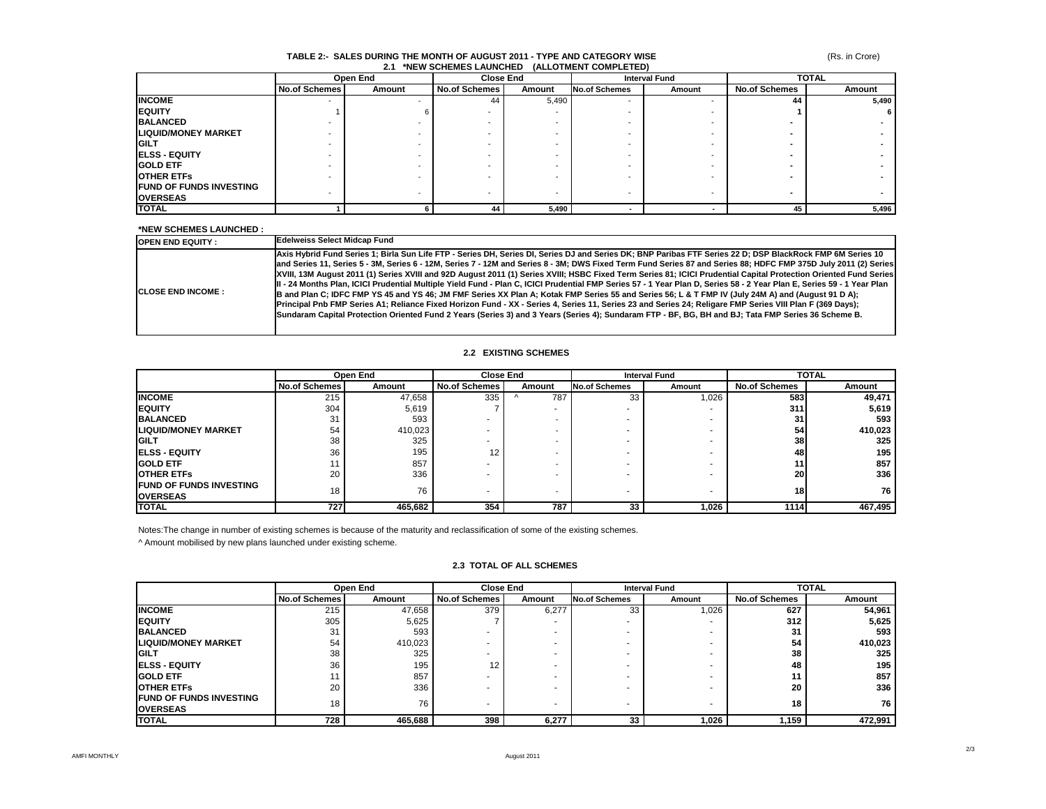# TABLE 2:- SALES DURING THE MONTH OF AUGUST 2011 - TYPE AND CATEGORY WISE

(Rs. in Crore)

## 2.1 *NEW SCHEMES LAUNCHED (ALLOTMENT COMPLETED)

| | Open End | | Close End | | Interval Fund | | TOTAL | |
|---|---|---|---|---|---|---|---|---|
| | No.of Schemes | Amount | No.of Schemes | Amount | No.of Schemes | Amount | No.of Schemes | Amount |
| **INCOME** | - | - | 44 | 5,490 | - | - | **44** | **5,490** |
| **EQUITY** | 1 | 6 | - | - | - | - | **1** | **6** |
| **BALANCED** | - | - | - | - | - | - | **-** | **-** |
| **LIQUID/MONEY MARKET** | - | - | - | - | - | - | **-** | **-** |
| **GILT** | - | - | - | - | - | - | **-** | **-** |
| **ELSS - EQUITY** | - | - | - | - | - | - | **-** | **-** |
| **GOLD ETF** | - | - | - | - | - | - | **-** | **-** |
| **OTHER ETFs** | - | - | - | - | - | - | **-** | **-** |
| **FUND OF FUNDS INVESTING OVERSEAS** | - | - | - | - | - | - | **-** | **-** |
| **TOTAL** | **1** | **6** | **44** | **5,490** | **-** | **-** | **45** | **5,496** |

**\*NEW SCHEMES LAUNCHED :**

| | |
|---|---|
| **OPEN END EQUITY :** | **Edelweiss Select Midcap Fund** |
| **CLOSE END INCOME :** | **Axis Hybrid Fund Series 1; Birla Sun Life FTP - Series DH, Series DI, Series DJ and Series DK; BNP Paribas FTF Series 22 D; DSP BlackRock FMP 6M Series 10 and Series 11, Series 5 - 3M, Series 6 - 12M, Series 7 - 12M and Series 8 - 3M; DWS Fixed Term Fund Series 87 and Series 88; HDFC FMP 375D July 2011 (2) Series XVIII, 13M August 2011 (1) Series XVIII and 92D August 2011 (1) Series XVIII; HSBC Fixed Term Series 81; ICICI Prudential Capital Protection Oriented Fund Series II - 24 Months Plan, ICICI Prudential Multiple Yield Fund - Plan C, ICICI Prudential FMP Series 57 - 1 Year Plan D, Series 58 - 2 Year Plan E, Series 59 - 1 Year Plan B and Plan C; IDFC FMP YS 45 and YS 46; JM FMF Series XX Plan A; Kotak FMP Series 55 and Series 56; L & T FMP IV (July 24M A) and (August 91 D A); Principal Pnb FMP Series A1; Reliance Fixed Horizon Fund - XX - Series 4, Series 11, Series 23 and Series 24; Religare FMP Series VIII Plan F (369 Days); Sundaram Capital Protection Oriented Fund 2 Years (Series 3) and 3 Years (Series 4); Sundaram FTP - BF, BG, BH and BJ; Tata FMP Series 36 Scheme B.** |

## 2.2 EXISTING SCHEMES

| | Open End | | Close End | | Interval Fund | | TOTAL | |
|---|---|---|---|---|---|---|---|---|
| | No.of Schemes | Amount | No.of Schemes | Amount | No.of Schemes | Amount | No.of Schemes | Amount |
| **INCOME** | 215 | 47,658 | 335 | ^ 787 | 33 | 1,026 | **583** | **49,471** |
| **EQUITY** | 304 | 5,619 | 7 | - | - | - | **311** | **5,619** |
| **BALANCED** | 31 | 593 | - | - | - | - | **31** | **593** |
| **LIQUID/MONEY MARKET** | 54 | 410,023 | - | - | - | - | **54** | **410,023** |
| **GILT** | 38 | 325 | - | - | - | - | **38** | **325** |
| **ELSS - EQUITY** | 36 | 195 | 12 | - | - | - | **48** | **195** |
| **GOLD ETF** | 11 | 857 | - | - | - | - | **11** | **857** |
| **OTHER ETFs** | 20 | 336 | - | - | - | - | **20** | **336** |
| **FUND OF FUNDS INVESTING OVERSEAS** | 18 | 76 | - | - | - | - | **18** | **76** |
| **TOTAL** | **727** | **465,682** | **354** | **787** | **33** | **1,026** | **1114** | **467,495** |

Notes:The change in number of existing schemes is because of the maturity and reclassification of some of the existing schemes.

^ Amount mobilised by new plans launched under existing scheme.

## 2.3 TOTAL OF ALL SCHEMES

| | Open End | | Close End | | Interval Fund | | TOTAL | |
|---|---|---|---|---|---|---|---|---|
| | No.of Schemes | Amount | No.of Schemes | Amount | No.of Schemes | Amount | No.of Schemes | Amount |
| **INCOME** | 215 | 47,658 | 379 | 6,277 | 33 | 1,026 | **627** | **54,961** |
| **EQUITY** | 305 | 5,625 | 7 | - | - | - | **312** | **5,625** |
| **BALANCED** | 31 | 593 | - | - | - | - | **31** | **593** |
| **LIQUID/MONEY MARKET** | 54 | 410,023 | - | - | - | - | **54** | **410,023** |
| **GILT** | 38 | 325 | - | - | - | - | **38** | **325** |
| **ELSS - EQUITY** | 36 | 195 | 12 | - | - | - | **48** | **195** |
| **GOLD ETF** | 11 | 857 | - | - | - | - | **11** | **857** |
| **OTHER ETFs** | 20 | 336 | - | - | - | - | **20** | **336** |
| **FUND OF FUNDS INVESTING OVERSEAS** | 18 | 76 | - | - | - | - | **18** | **76** |
| **TOTAL** | **728** | **465,688** | **398** | **6,277** | **33** | **1,026** | **1,159** | **472,991** |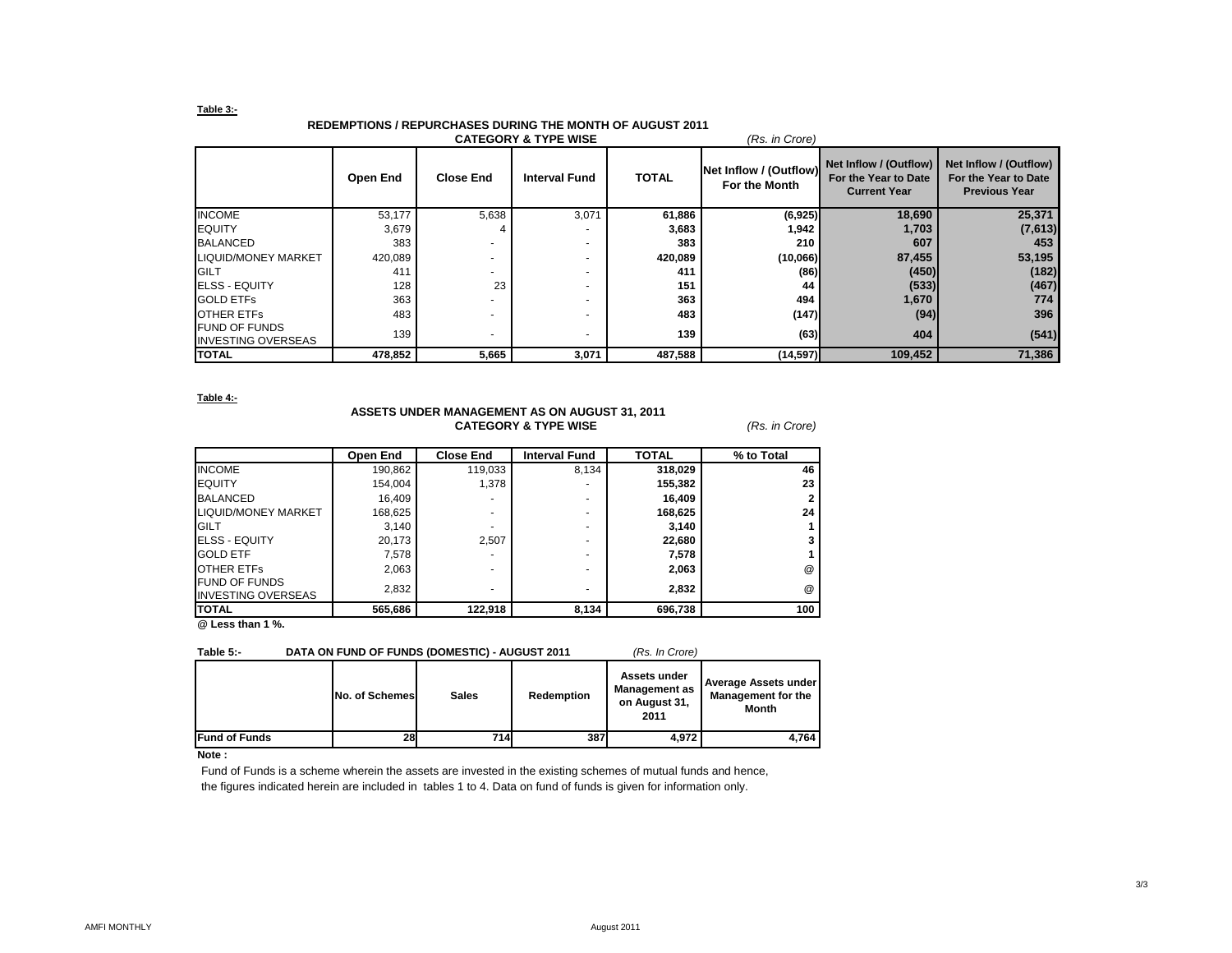**Table 3:-**

### REDEMPTIONS / REPURCHASES DURING THE MONTH OF AUGUST 2011
### CATEGORY & TYPE WISE

*(Rs. in Crore)*

| | Open End | Close End | Interval Fund | TOTAL | Net Inflow / (Outflow) For the Month | Net Inflow / (Outflow) For the Year to Date Current Year | Net Inflow / (Outflow) For the Year to Date Previous Year |
|---|---|---|---|---|---|---|---|
| INCOME | 53,177 | 5,638 | 3,071 | **61,886** | **(6,925)** | **18,690** | **25,371** |
| EQUITY | 3,679 | 4 | - | **3,683** | **1,942** | **1,703** | **(7,613)** |
| BALANCED | 383 | - | - | **383** | **210** | **607** | **453** |
| LIQUID/MONEY MARKET | 420,089 | - | - | **420,089** | **(10,066)** | **87,455** | **53,195** |
| GILT | 411 | - | - | **411** | **(86)** | **(450)** | **(182)** |
| ELSS - EQUITY | 128 | 23 | - | **151** | **44** | **(533)** | **(467)** |
| GOLD ETFs | 363 | - | - | **363** | **494** | **1,670** | **774** |
| OTHER ETFs | 483 | - | - | **483** | **(147)** | **(94)** | **396** |
| FUND OF FUNDS INVESTING OVERSEAS | 139 | - | - | **139** | **(63)** | **404** | **(541)** |
| **TOTAL** | **478,852** | **5,665** | **3,071** | **487,588** | **(14,597)** | **109,452** | **71,386** |

**Table 4:-**

### ASSETS UNDER MANAGEMENT AS ON AUGUST 31, 2011
### CATEGORY & TYPE WISE

*(Rs. in Crore)*

| | Open End | Close End | Interval Fund | TOTAL | % to Total |
|---|---|---|---|---|---|
| INCOME | 190,862 | 119,033 | 8,134 | **318,029** | **46** |
| EQUITY | 154,004 | 1,378 | - | **155,382** | **23** |
| BALANCED | 16,409 | - | - | **16,409** | **2** |
| LIQUID/MONEY MARKET | 168,625 | - | - | **168,625** | **24** |
| GILT | 3,140 | - | - | **3,140** | **1** |
| ELSS - EQUITY | 20,173 | 2,507 | - | **22,680** | **3** |
| GOLD ETF | 7,578 | - | - | **7,578** | **1** |
| OTHER ETFs | 2,063 | - | - | **2,063** | @ |
| FUND OF FUNDS INVESTING OVERSEAS | 2,832 | - | - | **2,832** | @ |
| **TOTAL** | **565,686** | **122,918** | **8,134** | **696,738** | **100** |

**@ Less than 1 %.**

**Table 5:-** **DATA ON FUND OF FUNDS (DOMESTIC) - AUGUST 2011** *(Rs. In Crore)*

| | No. of Schemes | Sales | Redemption | Assets under Management as on August 31, 2011 | Average Assets under Management for the Month |
|---|---|---|---|---|---|
| **Fund of Funds** | **28** | **714** | **387** | **4,972** | **4,764** |

**Note :**

Fund of Funds is a scheme wherein the assets are invested in the existing schemes of mutual funds and hence, the figures indicated herein are included in tables 1 to 4. Data on fund of funds is given for information only.